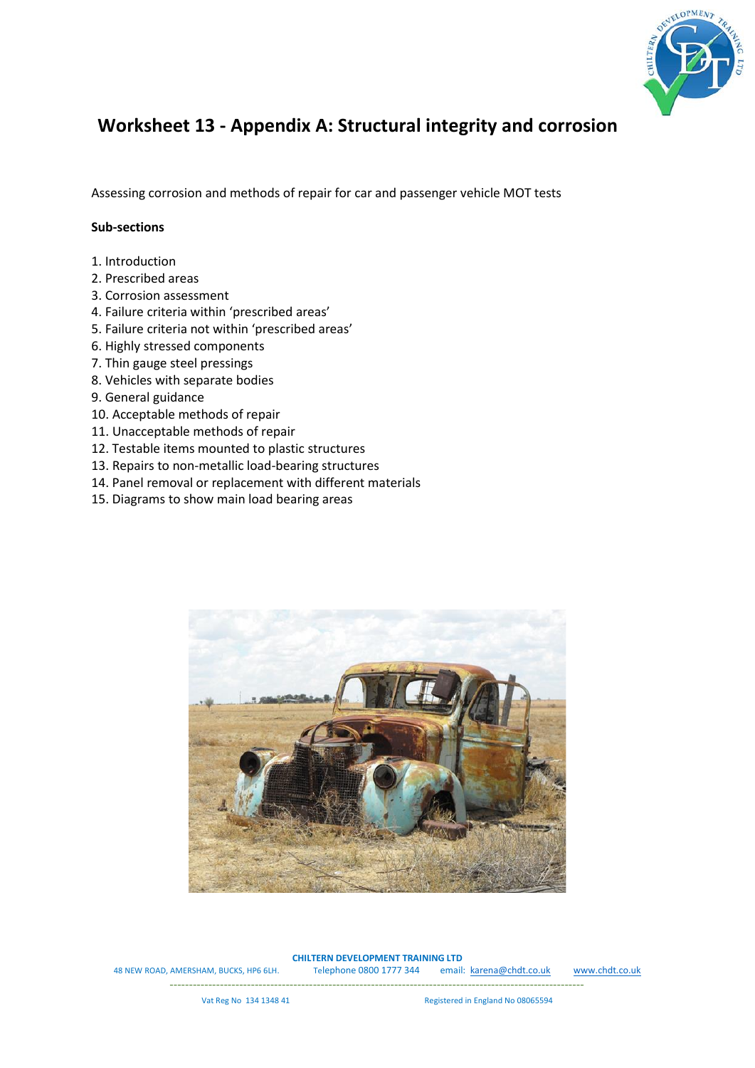# Worksheet 13 - Appendix A: Structural integrity and corrosion

Assessing corrosion and methods of repair for car and passenger vehicle MOT tests

**Sub-sections**

1. Introduction
2. Prescribed areas
3. Corrosion assessment
4. Failure criteria within 'prescribed areas'
5. Failure criteria not within 'prescribed areas'
6. Highly stressed components
7. Thin gauge steel pressings
8. Vehicles with separate bodies
9. General guidance
10. Acceptable methods of repair
11. Unacceptable methods of repair
12. Testable items mounted to plastic structures
13. Repairs to non-metallic load-bearing structures
14. Panel removal or replacement with different materials
15. Diagrams to show main load bearing areas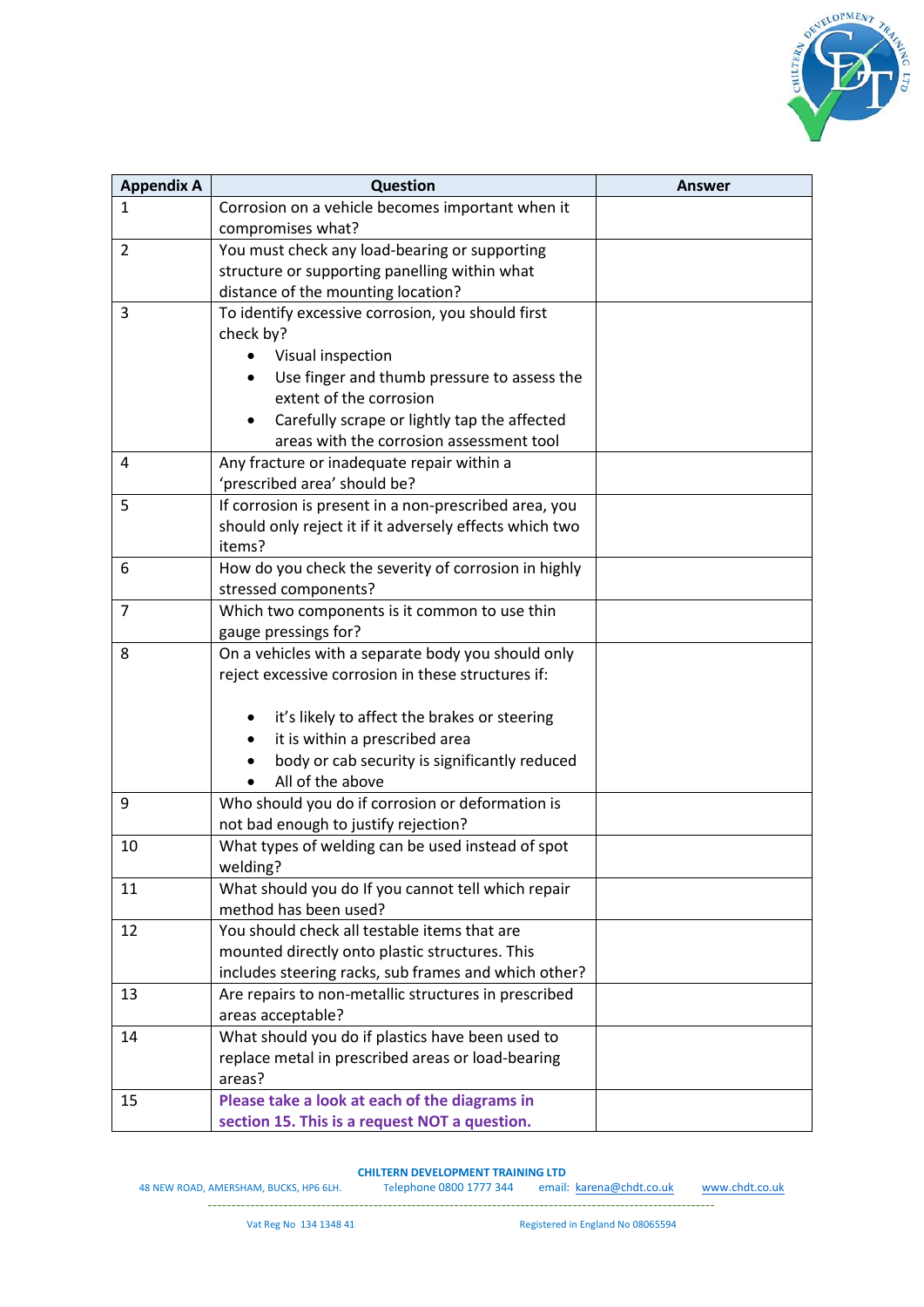| Appendix A | Question | Answer |
|---|---|---|
| 1 | Corrosion on a vehicle becomes important when it compromises what? | |
| 2 | You must check any load-bearing or supporting structure or supporting panelling within what distance of the mounting location? | |
| 3 | To identify excessive corrosion, you should first check by?<br>• Visual inspection<br>• Use finger and thumb pressure to assess the extent of the corrosion<br>• Carefully scrape or lightly tap the affected areas with the corrosion assessment tool | |
| 4 | Any fracture or inadequate repair within a 'prescribed area' should be? | |
| 5 | If corrosion is present in a non-prescribed area, you should only reject it if it adversely effects which two items? | |
| 6 | How do you check the severity of corrosion in highly stressed components? | |
| 7 | Which two components is it common to use thin gauge pressings for? | |
| 8 | On a vehicles with a separate body you should only reject excessive corrosion in these structures if:<br><br>• it's likely to affect the brakes or steering<br>• it is within a prescribed area<br>• body or cab security is significantly reduced<br>• All of the above | |
| 9 | Who should you do if corrosion or deformation is not bad enough to justify rejection? | |
| 10 | What types of welding can be used instead of spot welding? | |
| 11 | What should you do If you cannot tell which repair method has been used? | |
| 12 | You should check all testable items that are mounted directly onto plastic structures. This includes steering racks, sub frames and which other? | |
| 13 | Are repairs to non-metallic structures in prescribed areas acceptable? | |
| 14 | What should you do if plastics have been used to replace metal in prescribed areas or load-bearing areas? | |
| 15 | **Please take a look at each of the diagrams in section 15. This is a request NOT a question.** | |